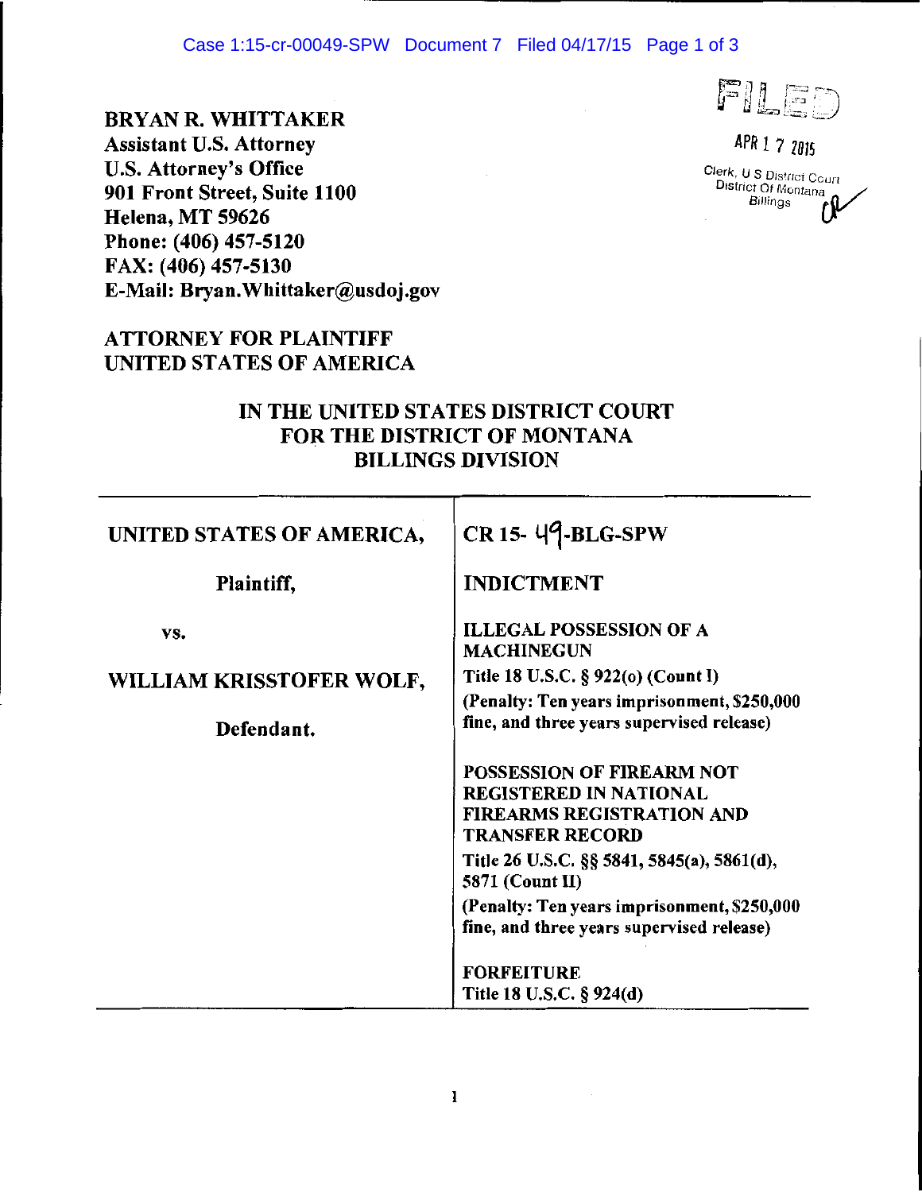BRYAN R. WHITTAKER
Assistant U.S. Attorney
U.S. Attorney's Office
901 Front Street, Suite 1100
Helena, MT 59626
Phone: (406) 457-5120
FAX: (406) 457-5130
E-Mail: Bryan.Whittaker@usdoj.gov

FILED
APR 17 2015
Clerk, U S District Court
District Of Montana
Billings

ATTORNEY FOR PLAINTIFF
UNITED STATES OF AMERICA

# IN THE UNITED STATES DISTRICT COURT FOR THE DISTRICT OF MONTANA BILLINGS DIVISION

| | |
|---|---|
| **UNITED STATES OF AMERICA,**<br><br>**Plaintiff,**<br><br>**vs.**<br><br>**WILLIAM KRISSTOFER WOLF,**<br><br>**Defendant.** | **CR 15- 49-BLG-SPW**<br><br>**INDICTMENT**<br><br>**ILLEGAL POSSESSION OF A MACHINEGUN**<br>**Title 18 U.S.C. § 922(o) (Count I)**<br>**(Penalty: Ten years imprisonment, $250,000 fine, and three years supervised release)**<br><br>**POSSESSION OF FIREARM NOT REGISTERED IN NATIONAL FIREARMS REGISTRATION AND TRANSFER RECORD**<br>**Title 26 U.S.C. §§ 5841, 5845(a), 5861(d), 5871 (Count II)**<br>**(Penalty: Ten years imprisonment, $250,000 fine, and three years supervised release)**<br><br>**FORFEITURE**<br>**Title 18 U.S.C. § 924(d)** |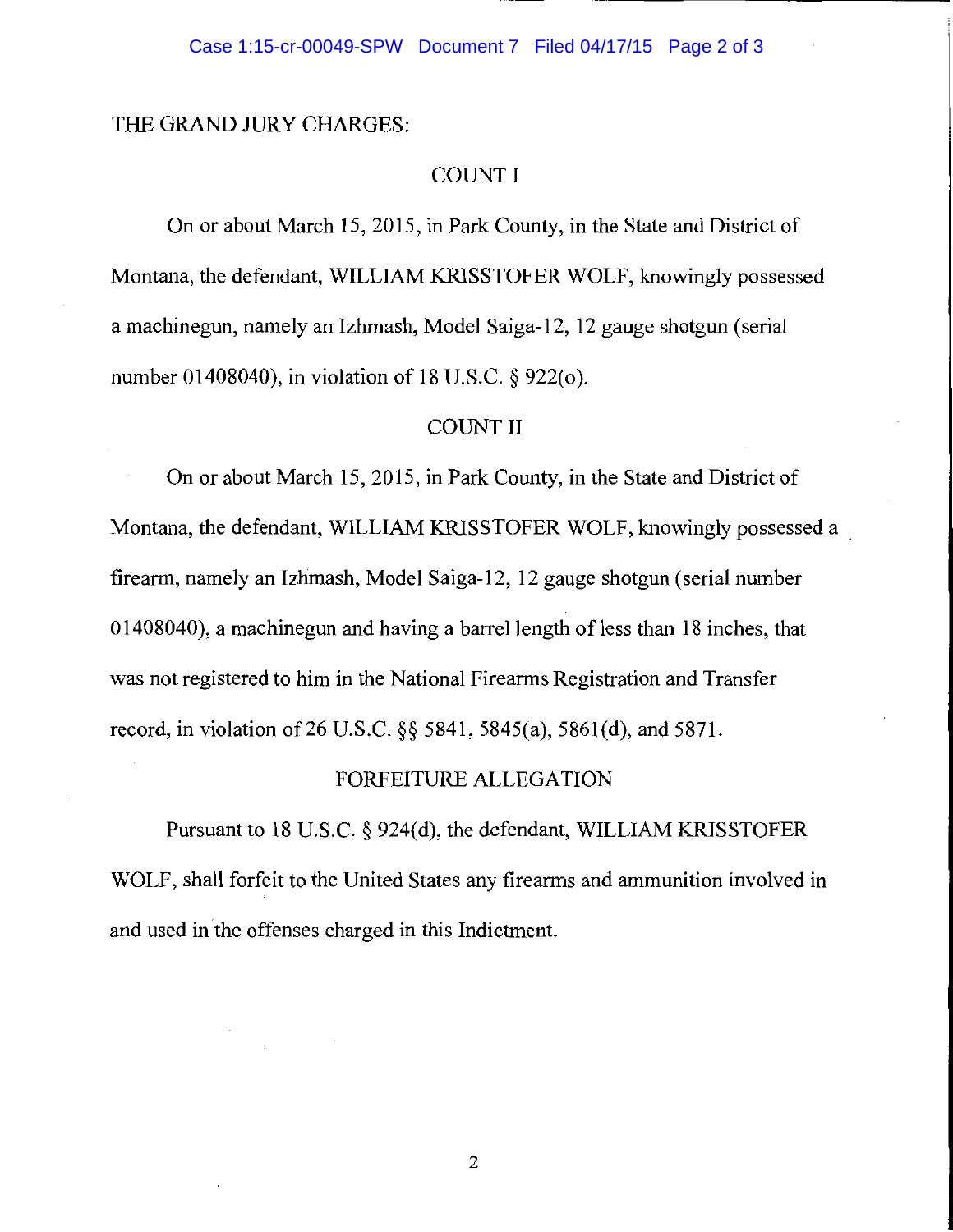THE GRAND JURY CHARGES:

## COUNT I

On or about March 15, 2015, in Park County, in the State and District of Montana, the defendant, WILLIAM KRISSTOFER WOLF, knowingly possessed a machinegun, namely an Izhmash, Model Saiga-12, 12 gauge shotgun (serial number 01408040), in violation of 18 U.S.C. § 922(o).

## COUNT II

On or about March 15, 2015, in Park County, in the State and District of Montana, the defendant, WILLIAM KRISSTOFER WOLF, knowingly possessed a firearm, namely an Izhmash, Model Saiga-12, 12 gauge shotgun (serial number 01408040), a machinegun and having a barrel length of less than 18 inches, that was not registered to him in the National Firearms Registration and Transfer record, in violation of 26 U.S.C. §§ 5841, 5845(a), 5861(d), and 5871.

## FORFEITURE ALLEGATION

Pursuant to 18 U.S.C. § 924(d), the defendant, WILLIAM KRISSTOFER WOLF, shall forfeit to the United States any firearms and ammunition involved in and used in the offenses charged in this Indictment.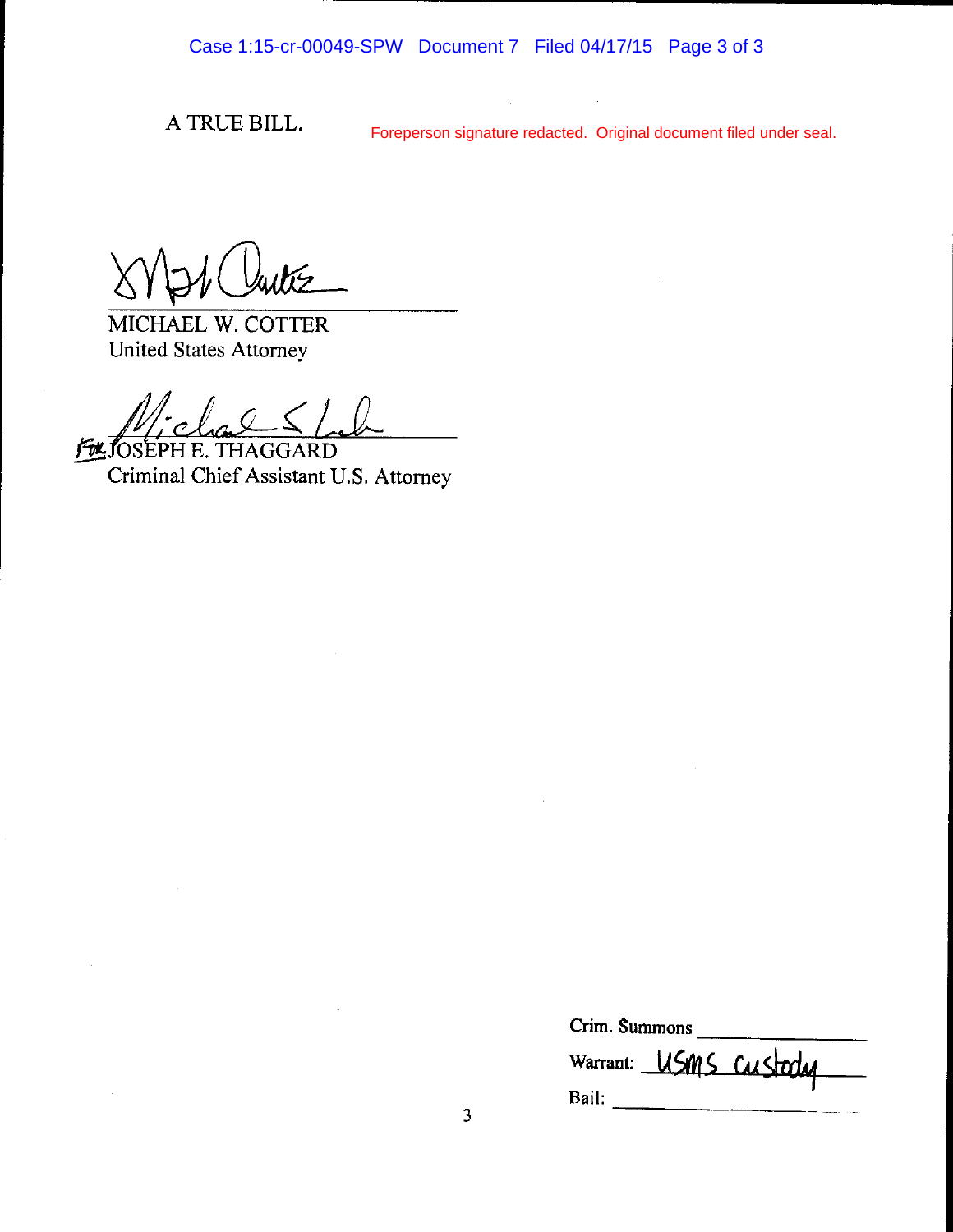A TRUE BILL.

Foreperson signature redacted. Original document filed under seal.

MICHAEL W. COTTER
United States Attorney

For JOSEPH E. THAGGARD
Criminal Chief Assistant U.S. Attorney

Crim. Summons ________________

Warrant: USMS custody

Bail: ________________